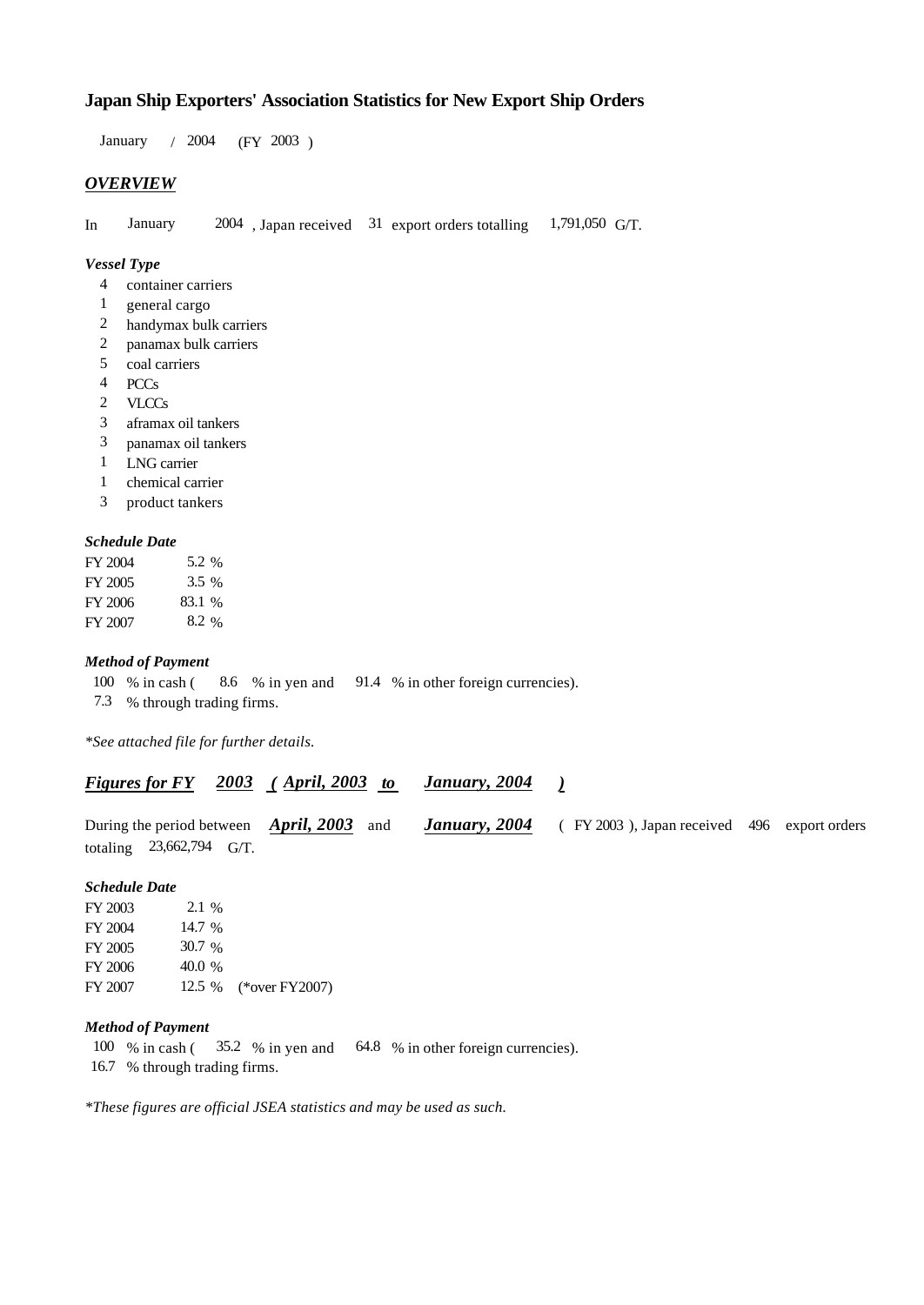# Japan Ship Exporters' Association Statistics for New Export Ship Orders

January / 2004 (FY 2003 )

## *OVERVIEW*

In January 2004 , Japan received 31 export orders totalling 1,791,050 G/T.

### *Vessel Type*

- 4 container carriers
- 1 general cargo
- 2 handymax bulk carriers
- 2 panamax bulk carriers
- 5 coal carriers
- 4 PCCs
- 2 VLCCs
- 3 aframax oil tankers
- 3 panamax oil tankers
- 1 LNG carrier
- 1 chemical carrier
- 3 product tankers

### *Schedule Date*

| | |
|---|---|
| FY 2004 | 5.2 % |
| FY 2005 | 3.5 % |
| FY 2006 | 83.1 % |
| FY 2007 | 8.2 % |

### *Method of Payment*

100 % in cash ( 8.6 % in yen and 91.4 % in other foreign currencies).
7.3 % through trading firms.

*\*See attached file for further details.*

## *Figures for FY 2003 ( April, 2003 to January, 2004 )*

During the period between *April, 2003* and *January, 2004* ( FY 2003 ), Japan received 496 export orders totaling 23,662,794 G/T.

### *Schedule Date*

| | | |
|---|---|---|
| FY 2003 | 2.1 % | |
| FY 2004 | 14.7 % | |
| FY 2005 | 30.7 % | |
| FY 2006 | 40.0 % | |
| FY 2007 | 12.5 % | (*over FY2007) |

### *Method of Payment*

100 % in cash ( 35.2 % in yen and 64.8 % in other foreign currencies).
16.7 % through trading firms.

*\*These figures are official JSEA statistics and may be used as such.*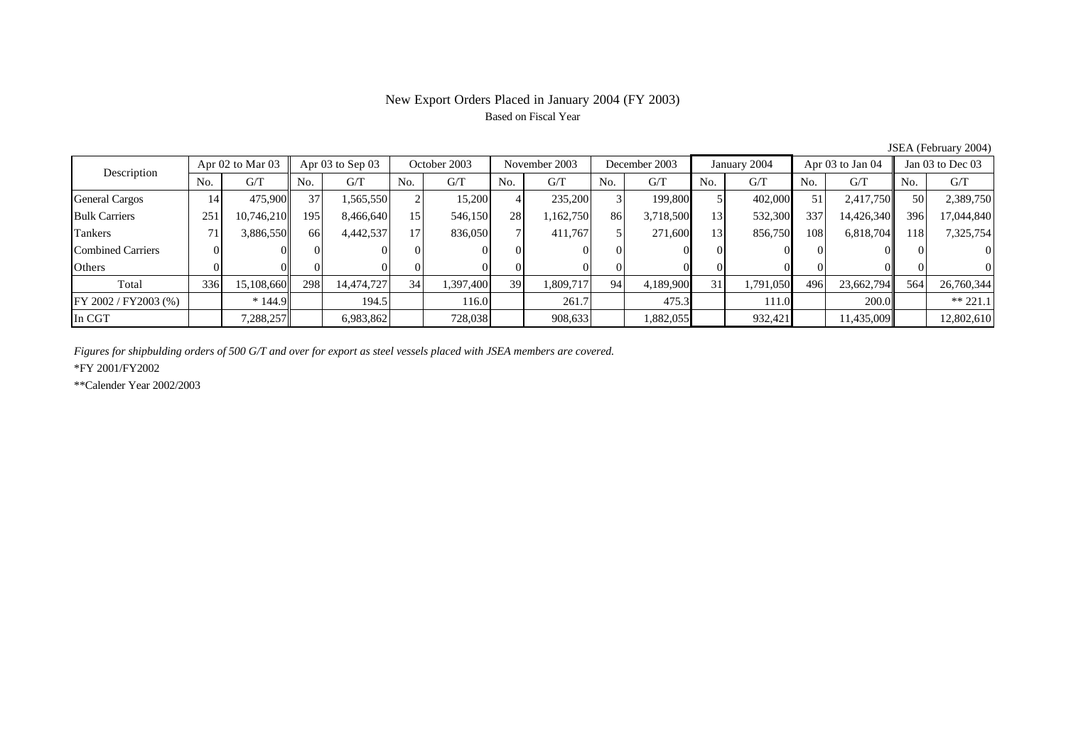# New Export Orders Placed in January 2004 (FY 2003)

Based on Fiscal Year

JSEA (February 2004)

| Description | Apr 02 to Mar 03 | | Apr 03 to Sep 03 | | October 2003 | | November 2003 | | December 2003 | | January 2004 | | Apr 03 to Jan 04 | | Jan 03 to Dec 03 | |
|---|---|---|---|---|---|---|---|---|---|---|---|---|---|---|---|---|
| | No. | G/T | No. | G/T | No. | G/T | No. | G/T | No. | G/T | No. | G/T | No. | G/T | No. | G/T |
| General Cargos | 14 | 475,900 | 37 | 1,565,550 | 2 | 15,200 | 4 | 235,200 | 3 | 199,800 | 5 | 402,000 | 51 | 2,417,750 | 50 | 2,389,750 |
| Bulk Carriers | 251 | 10,746,210 | 195 | 8,466,640 | 15 | 546,150 | 28 | 1,162,750 | 86 | 3,718,500 | 13 | 532,300 | 337 | 14,426,340 | 396 | 17,044,840 |
| Tankers | 71 | 3,886,550 | 66 | 4,442,537 | 17 | 836,050 | 7 | 411,767 | 5 | 271,600 | 13 | 856,750 | 108 | 6,818,704 | 118 | 7,325,754 |
| Combined Carriers | 0 | 0 | 0 | 0 | 0 | 0 | 0 | 0 | 0 | 0 | 0 | 0 | 0 | 0 | 0 | 0 |
| Others | 0 | 0 | 0 | 0 | 0 | 0 | 0 | 0 | 0 | 0 | 0 | 0 | 0 | 0 | 0 | 0 |
| Total | 336 | 15,108,660 | 298 | 14,474,727 | 34 | 1,397,400 | 39 | 1,809,717 | 94 | 4,189,900 | 31 | 1,791,050 | 496 | 23,662,794 | 564 | 26,760,344 |
| FY 2002 / FY2003 (%) | | * 144.9 | | 194.5 | | 116.0 | | 261.7 | | 475.3 | | 111.0 | | 200.0 | | ** 221.1 |
| In CGT | | 7,288,257 | | 6,983,862 | | 728,038 | | 908,633 | | 1,882,055 | | 932,421 | | 11,435,009 | | 12,802,610 |

*Figures for shipbulding orders of 500 G/T and over for export as steel vessels placed with JSEA members are covered.*

*FY 2001/FY2002

**Calender Year 2002/2003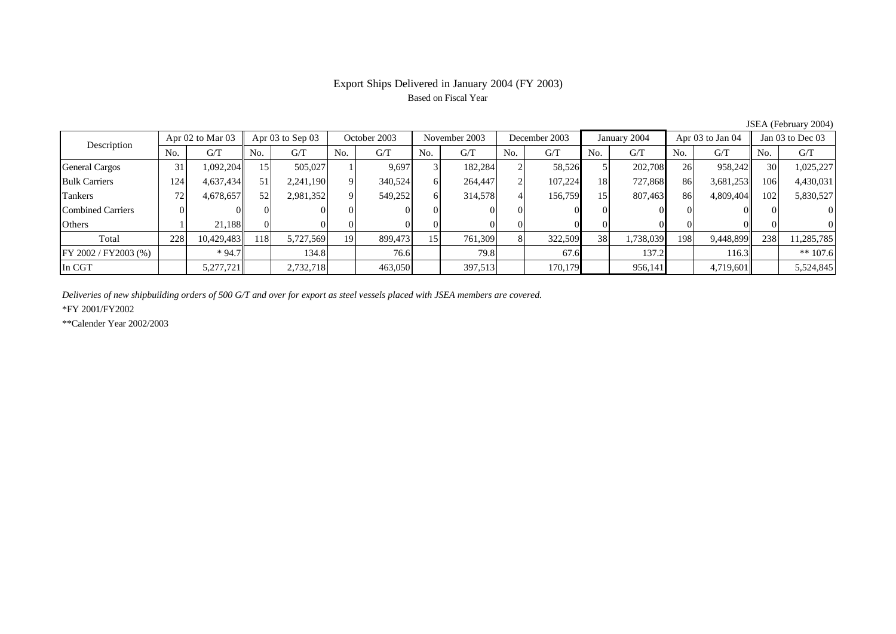# Export Ships Delivered in January 2004 (FY 2003)

Based on Fiscal Year

JSEA (February 2004)

| Description | Apr 02 to Mar 03 | | Apr 03 to Sep 03 | | October 2003 | | November 2003 | | December 2003 | | January 2004 | | Apr 03 to Jan 04 | | Jan 03 to Dec 03 | |
|---|---|---|---|---|---|---|---|---|---|---|---|---|---|---|---|---|
| | No. | G/T | No. | G/T | No. | G/T | No. | G/T | No. | G/T | No. | G/T | No. | G/T | No. | G/T |
| General Cargos | 31 | 1,092,204 | 15 | 505,027 | 1 | 9,697 | 3 | 182,284 | 2 | 58,526 | 5 | 202,708 | 26 | 958,242 | 30 | 1,025,227 |
| Bulk Carriers | 124 | 4,637,434 | 51 | 2,241,190 | 9 | 340,524 | 6 | 264,447 | 2 | 107,224 | 18 | 727,868 | 86 | 3,681,253 | 106 | 4,430,031 |
| Tankers | 72 | 4,678,657 | 52 | 2,981,352 | 9 | 549,252 | 6 | 314,578 | 4 | 156,759 | 15 | 807,463 | 86 | 4,809,404 | 102 | 5,830,527 |
| Combined Carriers | 0 | 0 | 0 | 0 | 0 | 0 | 0 | 0 | 0 | 0 | 0 | 0 | 0 | 0 | 0 | 0 |
| Others | 1 | 21,188 | 0 | 0 | 0 | 0 | 0 | 0 | 0 | 0 | 0 | 0 | 0 | 0 | 0 | 0 |
| Total | 228 | 10,429,483 | 118 | 5,727,569 | 19 | 899,473 | 15 | 761,309 | 8 | 322,509 | 38 | 1,738,039 | 198 | 9,448,899 | 238 | 11,285,785 |
| FY 2002 / FY2003 (%) | | * 94.7 | | 134.8 | | 76.6 | | 79.8 | | 67.6 | | 137.2 | | 116.3 | | ** 107.6 |
| In CGT | | 5,277,721 | | 2,732,718 | | 463,050 | | 397,513 | | 170,179 | | 956,141 | | 4,719,601 | | 5,524,845 |

*Deliveries of new shipbuilding orders of 500 G/T and over for export as steel vessels placed with JSEA members are covered.*

*FY 2001/FY2002

**Calender Year 2002/2003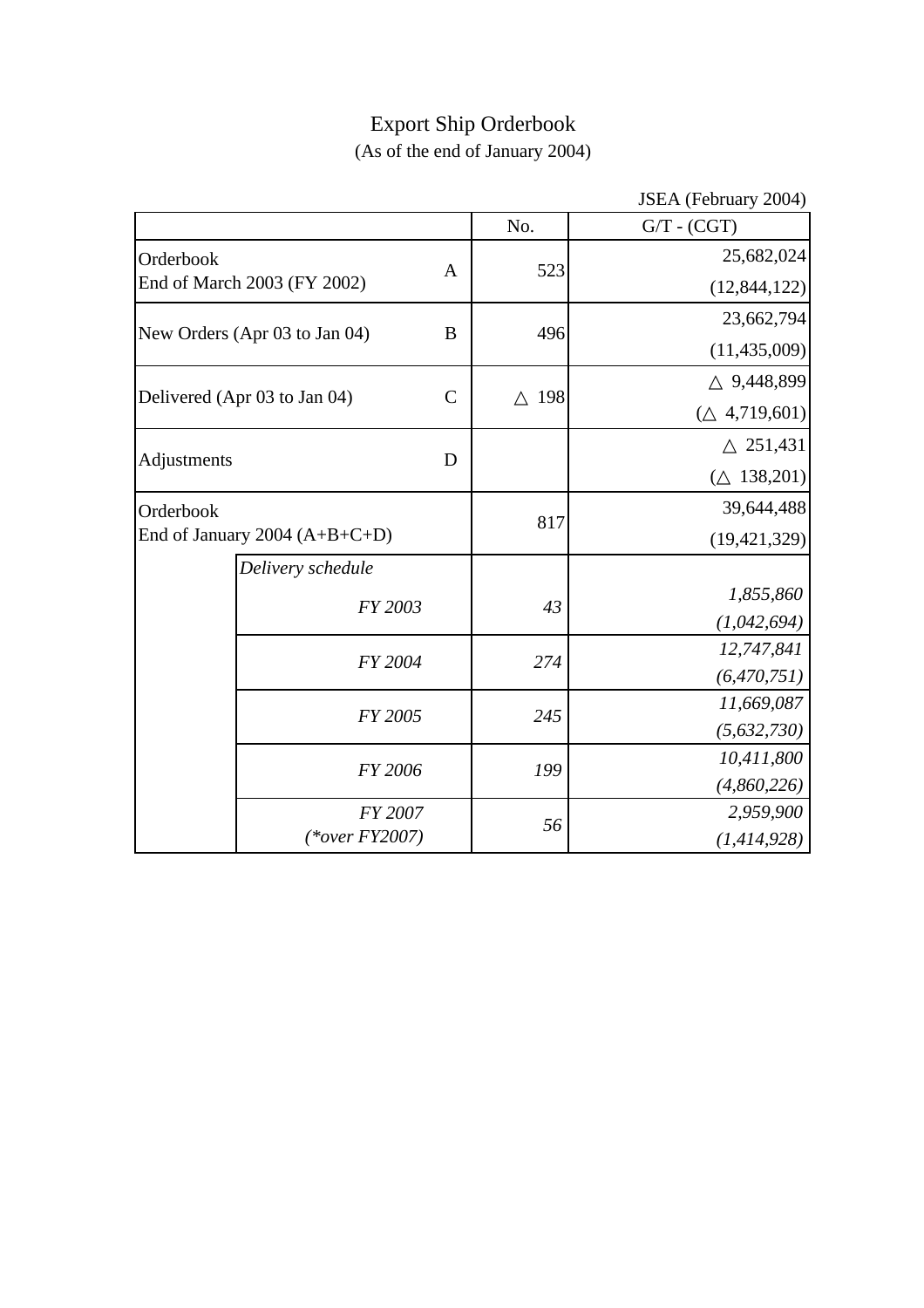# Export Ship Orderbook

(As of the end of January 2004)

JSEA (February 2004)

| | | No. | G/T - (CGT) |
|---|---|---|---|
| Orderbook<br>End of March 2003 (FY 2002) | A | 523 | 25,682,024<br>(12,844,122) |
| New Orders (Apr 03 to Jan 04) | B | 496 | 23,662,794<br>(11,435,009) |
| Delivered (Apr 03 to Jan 04) | C | △ 198 | △ 9,448,899<br>(△ 4,719,601) |
| Adjustments | D | | △ 251,431<br>(△ 138,201) |
| Orderbook<br>End of January 2004 (A+B+C+D) | | 817 | 39,644,488<br>(19,421,329) |
| | *Delivery schedule* | | |
| | *FY 2003* | *43* | *1,855,860*<br>*(1,042,694)* |
| | *FY 2004* | *274* | *12,747,841*<br>*(6,470,751)* |
| | *FY 2005* | *245* | *11,669,087*<br>*(5,632,730)* |
| | *FY 2006* | *199* | *10,411,800*<br>*(4,860,226)* |
| | *FY 2007*<br>*(*over FY2007)* | *56* | *2,959,900*<br>*(1,414,928)* |